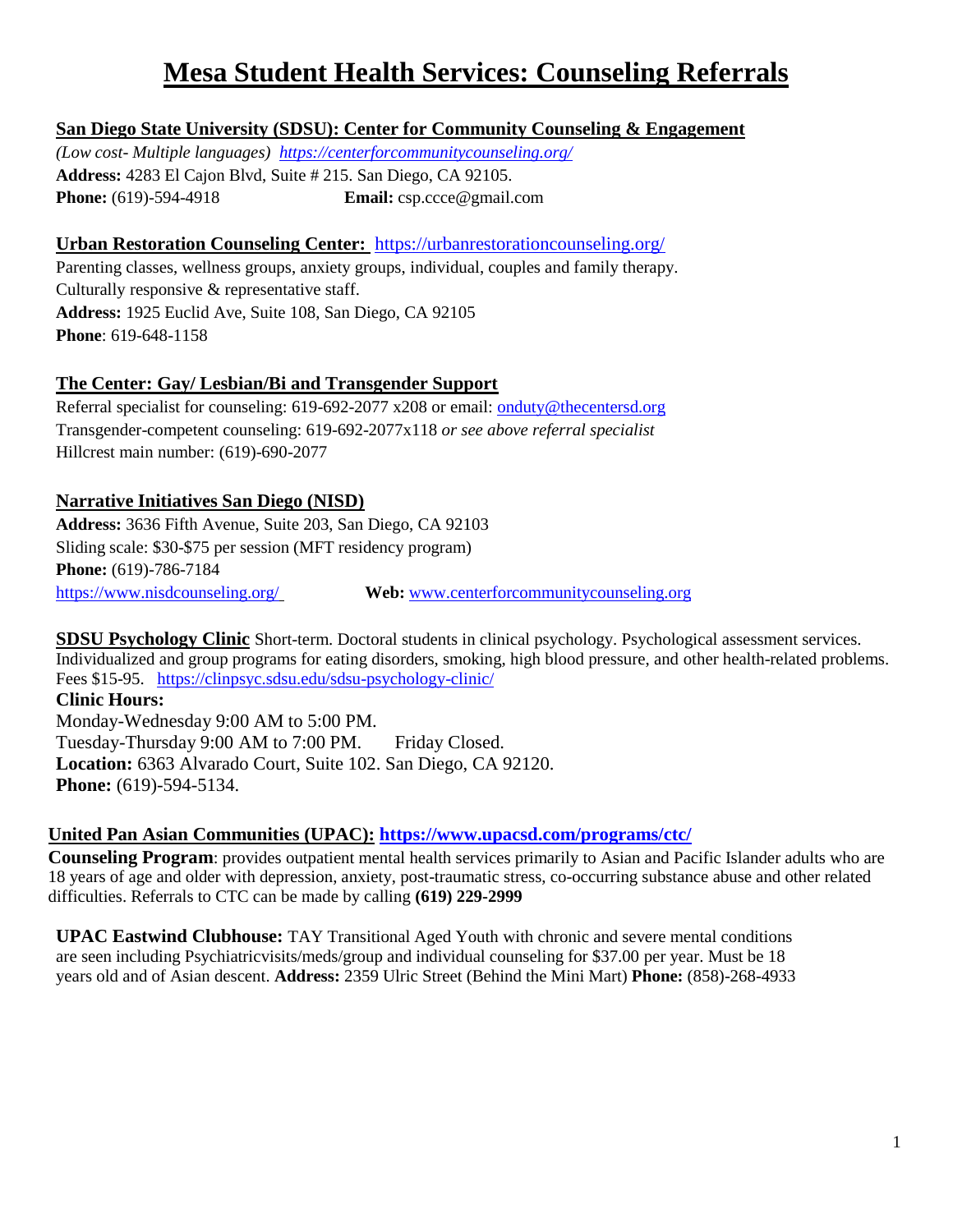# Mesa Student Health Services: Counseling Referrals

**San Diego State University (SDSU): Center for Community Counseling & Engagement**
*(Low cost- Multiple languages)* *https://centerforcommunitycounseling.org/*
**Address:** 4283 El Cajon Blvd, Suite # 215. San Diego, CA 92105.
**Phone:** (619)-594-4918 **Email:** csp.ccce@gmail.com

**Urban Restoration Counseling Center:** https://urbanrestorationcounseling.org/
Parenting classes, wellness groups, anxiety groups, individual, couples and family therapy.
Culturally responsive & representative staff.
**Address:** 1925 Euclid Ave, Suite 108, San Diego, CA 92105
**Phone**: 619-648-1158

**The Center: Gay/ Lesbian/Bi and Transgender Support**
Referral specialist for counseling: 619-692-2077 x208 or email: onduty@thecentersd.org
Transgender-competent counseling: 619-692-2077x118 *or see above referral specialist*
Hillcrest main number: (619)-690-2077

**Narrative Initiatives San Diego (NISD)**
**Address:** 3636 Fifth Avenue, Suite 203, San Diego, CA 92103
Sliding scale: $30-$75 per session (MFT residency program)
**Phone:** (619)-786-7184
https://www.nisdcounseling.org/ **Web:** www.centerforcommunitycounseling.org

**SDSU Psychology Clinic** Short-term. Doctoral students in clinical psychology. Psychological assessment services. Individualized and group programs for eating disorders, smoking, high blood pressure, and other health-related problems. Fees $15-95. https://clinpsyc.sdsu.edu/sdsu-psychology-clinic/
**Clinic Hours:**
Monday-Wednesday 9:00 AM to 5:00 PM.
Tuesday-Thursday 9:00 AM to 7:00 PM. Friday Closed.
**Location:** 6363 Alvarado Court, Suite 102. San Diego, CA 92120.
**Phone:** (619)-594-5134.

**United Pan Asian Communities (UPAC): https://www.upacsd.com/programs/ctc/**
**Counseling Program**: provides outpatient mental health services primarily to Asian and Pacific Islander adults who are 18 years of age and older with depression, anxiety, post-traumatic stress, co-occurring substance abuse and other related difficulties. Referrals to CTC can be made by calling **(619) 229-2999**

**UPAC Eastwind Clubhouse:** TAY Transitional Aged Youth with chronic and severe mental conditions are seen including Psychiatricvisits/meds/group and individual counseling for $37.00 per year. Must be 18 years old and of Asian descent. **Address:** 2359 Ulric Street (Behind the Mini Mart) **Phone:** (858)-268-4933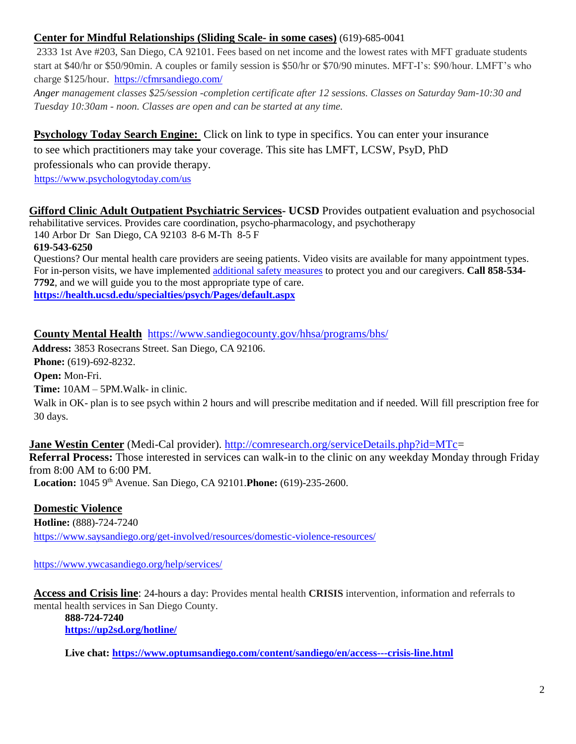**Center for Mindful Relationships (Sliding Scale- in some cases)** (619)-685-0041

2333 1st Ave #203, San Diego, CA 92101. Fees based on net income and the lowest rates with MFT graduate students start at $40/hr or $50/90min. A couples or family session is $50/hr or $70/90 minutes. MFT-I's: $90/hour. LMFT's who charge $125/hour. https://cfmrsandiego.com/

*Anger management classes $25/session -completion certificate after 12 sessions. Classes on Saturday 9am-10:30 and Tuesday 10:30am - noon. Classes are open and can be started at any time.*

**Psychology Today Search Engine:** Click on link to type in specifics. You can enter your insurance to see which practitioners may take your coverage. This site has LMFT, LCSW, PsyD, PhD professionals who can provide therapy.
https://www.psychologytoday.com/us

**Gifford Clinic Adult Outpatient Psychiatric Services- UCSD** Provides outpatient evaluation and psychosocial rehabilitative services. Provides care coordination, psycho-pharmacology, and psychotherapy
140 Arbor Dr San Diego, CA 92103 8-6 M-Th 8-5 F
**619-543-6250**
Questions? Our mental health care providers are seeing patients. Video visits are available for many appointment types. For in-person visits, we have implemented additional safety measures to protect you and our caregivers. **Call 858-534-7792**, and we will guide you to the most appropriate type of care.
**https://health.ucsd.edu/specialties/psych/Pages/default.aspx**

**County Mental Health** https://www.sandiegocounty.gov/hhsa/programs/bhs/
**Address:** 3853 Rosecrans Street. San Diego, CA 92106.
**Phone:** (619)-692-8232.
**Open:** Mon-Fri.
**Time:** 10AM – 5PM.Walk- in clinic.
Walk in OK- plan is to see psych within 2 hours and will prescribe meditation and if needed. Will fill prescription free for 30 days.

**Jane Westin Center** (Medi-Cal provider). http://comresearch.org/serviceDetails.php?id=MTc=
**Referral Process:** Those interested in services can walk-in to the clinic on any weekday Monday through Friday from 8:00 AM to 6:00 PM.
**Location:** 1045 9th Avenue. San Diego, CA 92101.**Phone:** (619)-235-2600.

**Domestic Violence**
**Hotline:** (888)-724-7240
https://www.saysandiego.org/get-involved/resources/domestic-violence-resources/

https://www.ywcasandiego.org/help/services/

**Access and Crisis line**: 24-hours a day: Provides mental health **CRISIS** intervention, information and referrals to mental health services in San Diego County.
**888-724-7240**
**https://up2sd.org/hotline/**

**Live chat: https://www.optumsandiego.com/content/sandiego/en/access---crisis-line.html**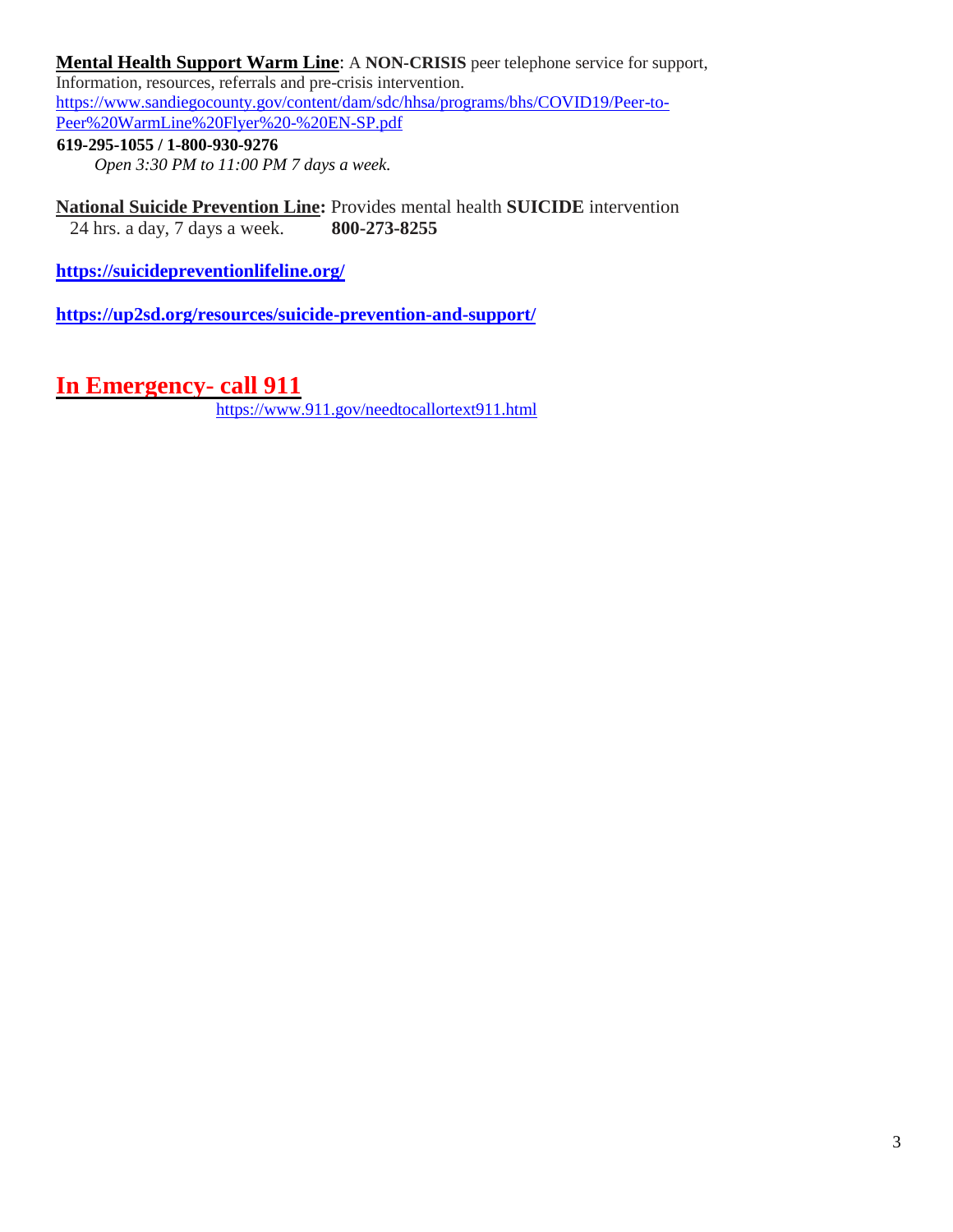**Mental Health Support Warm Line**: A **NON-CRISIS** peer telephone service for support, Information, resources, referrals and pre-crisis intervention.
https://www.sandiegocounty.gov/content/dam/sdc/hhsa/programs/bhs/COVID19/Peer-to-Peer%20WarmLine%20Flyer%20-%20EN-SP.pdf

**619-295-1055 / 1-800-930-9276**

*Open 3:30 PM to 11:00 PM 7 days a week.*

**National Suicide Prevention Line:** Provides mental health **SUICIDE** intervention
24 hrs. a day, 7 days a week. **800-273-8255**

**https://suicidepreventionlifeline.org/**

**https://up2sd.org/resources/suicide-prevention-and-support/**

## In Emergency- call 911

https://www.911.gov/needtocallortext911.html